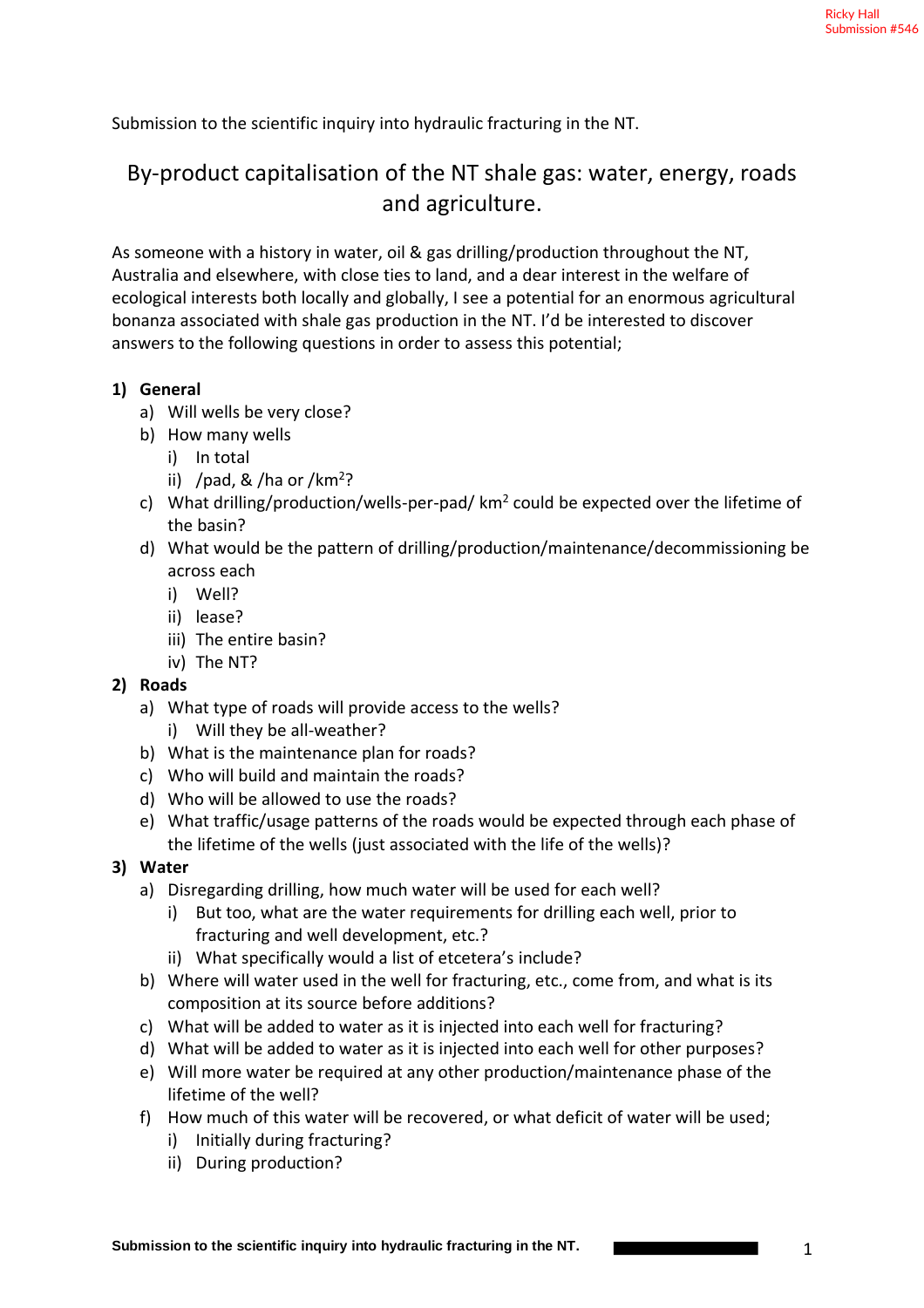Ricky Hall
Submission #546

Submission to the scientific inquiry into hydraulic fracturing in the NT.

# By-product capitalisation of the NT shale gas: water, energy, roads and agriculture.

As someone with a history in water, oil & gas drilling/production throughout the NT, Australia and elsewhere, with close ties to land, and a dear interest in the welfare of ecological interests both locally and globally, I see a potential for an enormous agricultural bonanza associated with shale gas production in the NT. I'd be interested to discover answers to the following questions in order to assess this potential;

1) **General**
   a) Will wells be very close?
   b) How many wells
      i) In total
      ii) /pad, & /ha or /km$^2$?
   c) What drilling/production/wells-per-pad/ km$^2$ could be expected over the lifetime of the basin?
   d) What would be the pattern of drilling/production/maintenance/decommissioning be across each
      i) Well?
      ii) lease?
      iii) The entire basin?
      iv) The NT?
2) **Roads**
   a) What type of roads will provide access to the wells?
      i) Will they be all-weather?
   b) What is the maintenance plan for roads?
   c) Who will build and maintain the roads?
   d) Who will be allowed to use the roads?
   e) What traffic/usage patterns of the roads would be expected through each phase of the lifetime of the wells (just associated with the life of the wells)?
3) **Water**
   a) Disregarding drilling, how much water will be used for each well?
      i) But too, what are the water requirements for drilling each well, prior to fracturing and well development, etc.?
      ii) What specifically would a list of etcetera's include?
   b) Where will water used in the well for fracturing, etc., come from, and what is its composition at its source before additions?
   c) What will be added to water as it is injected into each well for fracturing?
   d) What will be added to water as it is injected into each well for other purposes?
   e) Will more water be required at any other production/maintenance phase of the lifetime of the well?
   f) How much of this water will be recovered, or what deficit of water will be used;
      i) Initially during fracturing?
      ii) During production?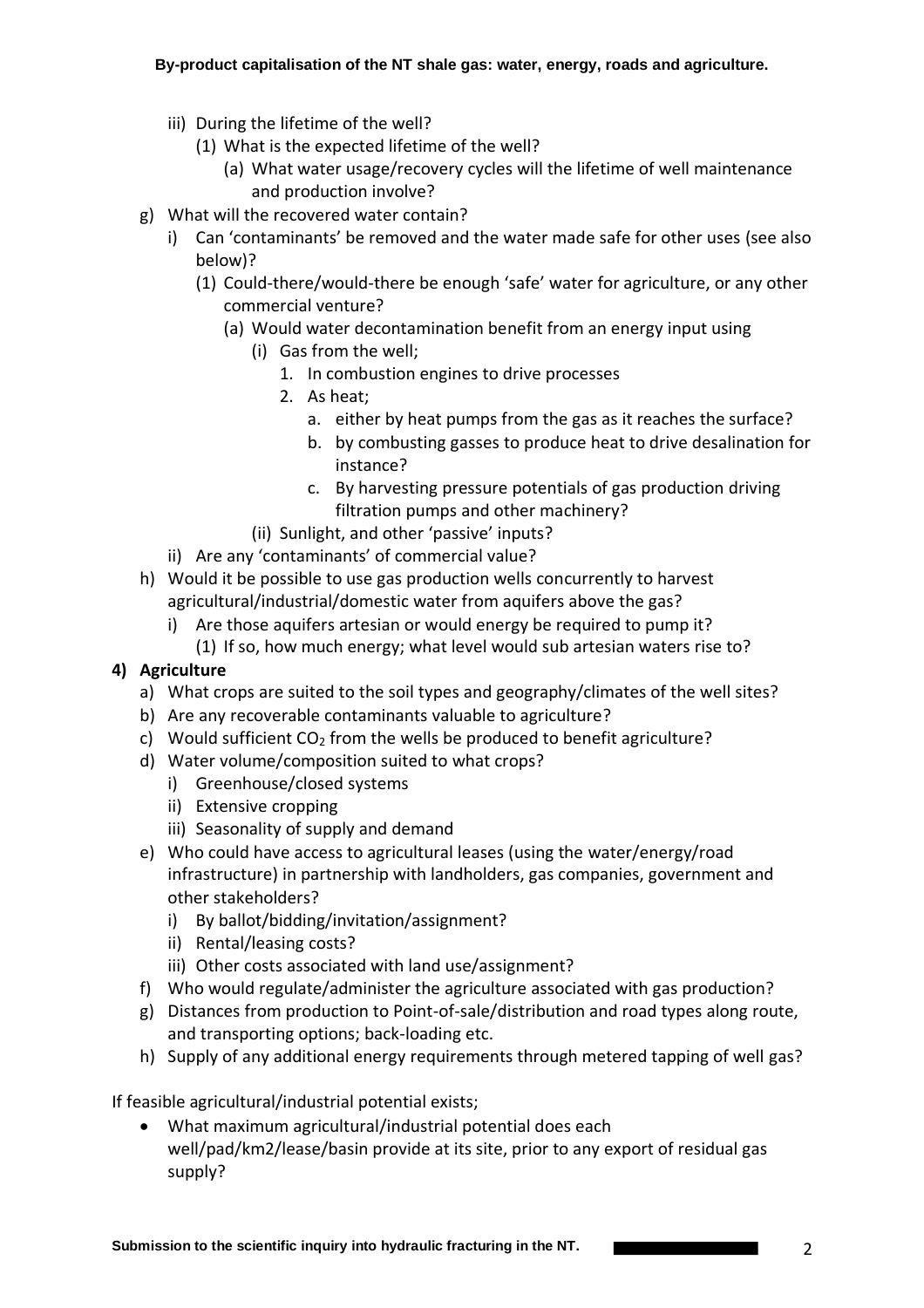- iii) During the lifetime of the well?
  - (1) What is the expected lifetime of the well?
    - (a) What water usage/recovery cycles will the lifetime of well maintenance and production involve?
- g) What will the recovered water contain?
  - i) Can 'contaminants' be removed and the water made safe for other uses (see also below)?
    - (1) Could-there/would-there be enough 'safe' water for agriculture, or any other commercial venture?
      - (a) Would water decontamination benefit from an energy input using
        - (i) Gas from the well;
          1. In combustion engines to drive processes
          2. As heat;
             - a. either by heat pumps from the gas as it reaches the surface?
             - b. by combusting gasses to produce heat to drive desalination for instance?
             - c. By harvesting pressure potentials of gas production driving filtration pumps and other machinery?
        - (ii) Sunlight, and other 'passive' inputs?
  - ii) Are any 'contaminants' of commercial value?
- h) Would it be possible to use gas production wells concurrently to harvest agricultural/industrial/domestic water from aquifers above the gas?
  - i) Are those aquifers artesian or would energy be required to pump it?
    - (1) If so, how much energy; what level would sub artesian waters rise to?

**4) Agriculture**

- a) What crops are suited to the soil types and geography/climates of the well sites?
- b) Are any recoverable contaminants valuable to agriculture?
- c) Would sufficient $CO_2$ from the wells be produced to benefit agriculture?
- d) Water volume/composition suited to what crops?
  - i) Greenhouse/closed systems
  - ii) Extensive cropping
  - iii) Seasonality of supply and demand
- e) Who could have access to agricultural leases (using the water/energy/road infrastructure) in partnership with landholders, gas companies, government and other stakeholders?
  - i) By ballot/bidding/invitation/assignment?
  - ii) Rental/leasing costs?
  - iii) Other costs associated with land use/assignment?
- f) Who would regulate/administer the agriculture associated with gas production?
- g) Distances from production to Point-of-sale/distribution and road types along route, and transporting options; back-loading etc.
- h) Supply of any additional energy requirements through metered tapping of well gas?

If feasible agricultural/industrial potential exists;

- What maximum agricultural/industrial potential does each well/pad/km2/lease/basin provide at its site, prior to any export of residual gas supply?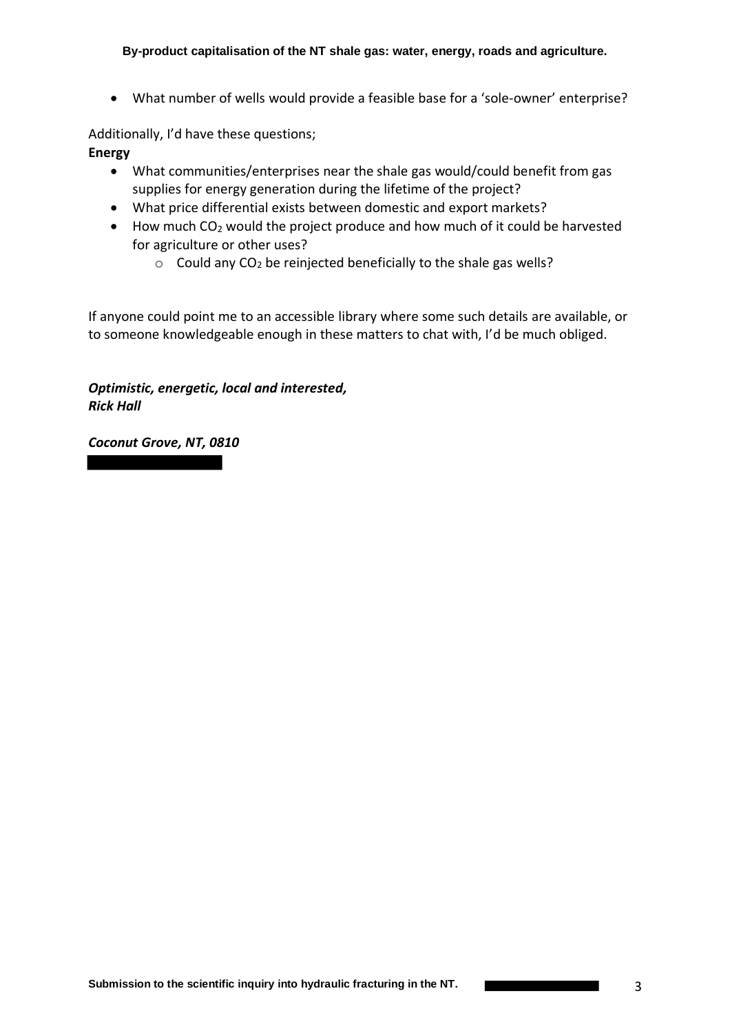- What number of wells would provide a feasible base for a 'sole-owner' enterprise?

Additionally, I'd have these questions;

**Energy**

- What communities/enterprises near the shale gas would/could benefit from gas supplies for energy generation during the lifetime of the project?
- What price differential exists between domestic and export markets?
- How much $CO_2$ would the project produce and how much of it could be harvested for agriculture or other uses?
  - Could any $CO_2$ be reinjected beneficially to the shale gas wells?

If anyone could point me to an accessible library where some such details are available, or to someone knowledgeable enough in these matters to chat with, I'd be much obliged.

***Optimistic, energetic, local and interested,***
***Rick Hall***

***Coconut Grove, NT, 0810***